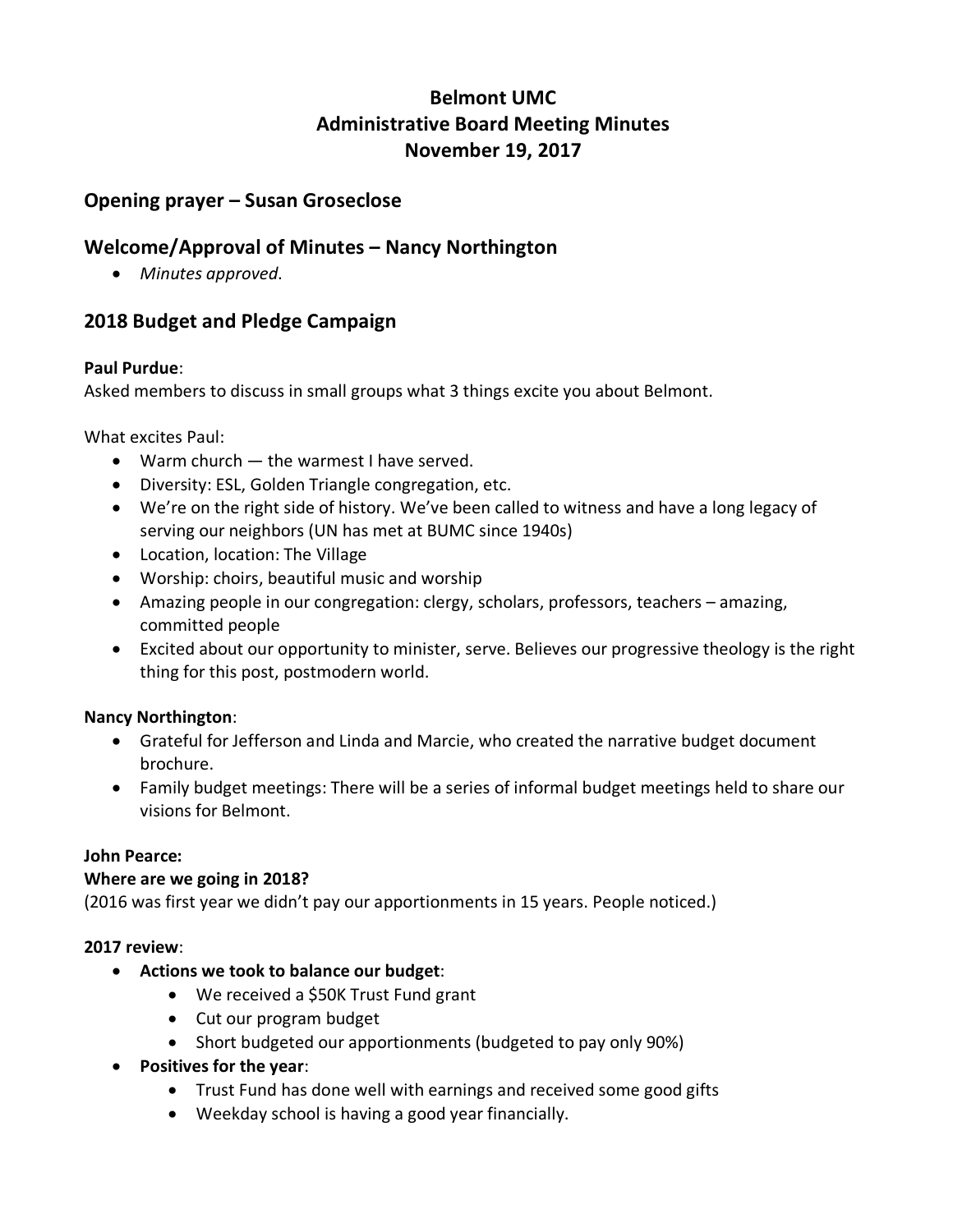# Belmont UMC
# Administrative Board Meeting Minutes
# November 19, 2017

## Opening prayer – Susan Groseclose

## Welcome/Approval of Minutes – Nancy Northington

- *Minutes approved*.

## 2018 Budget and Pledge Campaign

**Paul Purdue**:
Asked members to discuss in small groups what 3 things excite you about Belmont.

What excites Paul:

- Warm church — the warmest I have served.
- Diversity: ESL, Golden Triangle congregation, etc.
- We're on the right side of history. We've been called to witness and have a long legacy of serving our neighbors (UN has met at BUMC since 1940s)
- Location, location: The Village
- Worship: choirs, beautiful music and worship
- Amazing people in our congregation: clergy, scholars, professors, teachers – amazing, committed people
- Excited about our opportunity to minister, serve. Believes our progressive theology is the right thing for this post, postmodern world.

**Nancy Northington**:

- Grateful for Jefferson and Linda and Marcie, who created the narrative budget document brochure.
- Family budget meetings: There will be a series of informal budget meetings held to share our visions for Belmont.

**John Pearce:**
**Where are we going in 2018?**
(2016 was first year we didn't pay our apportionments in 15 years. People noticed.)

**2017 review**:

- **Actions we took to balance our budget**:
  - We received a $50K Trust Fund grant
  - Cut our program budget
  - Short budgeted our apportionments (budgeted to pay only 90%)
- **Positives for the year**:
  - Trust Fund has done well with earnings and received some good gifts
  - Weekday school is having a good year financially.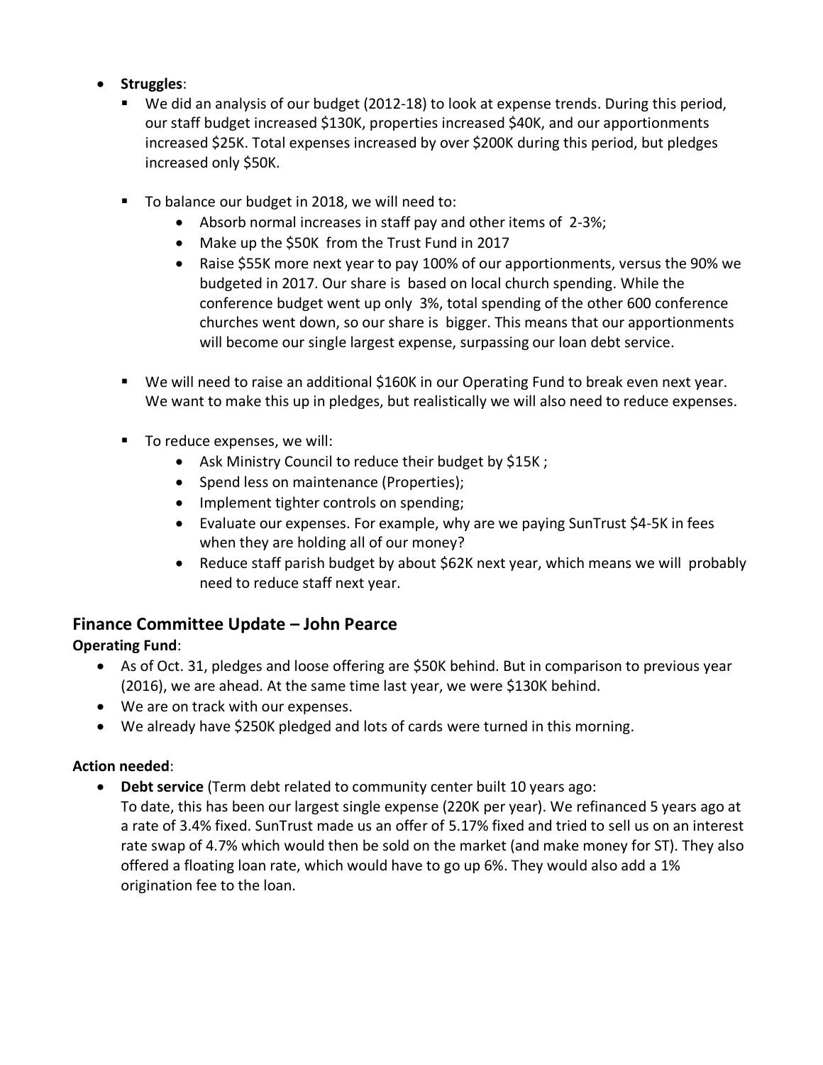- **Struggles**:
  - We did an analysis of our budget (2012-18) to look at expense trends. During this period, our staff budget increased $130K, properties increased $40K, and our apportionments increased $25K. Total expenses increased by over $200K during this period, but pledges increased only $50K.
  - To balance our budget in 2018, we will need to:
    - Absorb normal increases in staff pay and other items of 2-3%;
    - Make up the $50K from the Trust Fund in 2017
    - Raise $55K more next year to pay 100% of our apportionments, versus the 90% we budgeted in 2017. Our share is based on local church spending. While the conference budget went up only 3%, total spending of the other 600 conference churches went down, so our share is bigger. This means that our apportionments will become our single largest expense, surpassing our loan debt service.
  - We will need to raise an additional $160K in our Operating Fund to break even next year. We want to make this up in pledges, but realistically we will also need to reduce expenses.
  - To reduce expenses, we will:
    - Ask Ministry Council to reduce their budget by $15K ;
    - Spend less on maintenance (Properties);
    - Implement tighter controls on spending;
    - Evaluate our expenses. For example, why are we paying SunTrust $4-5K in fees when they are holding all of our money?
    - Reduce staff parish budget by about $62K next year, which means we will probably need to reduce staff next year.

## Finance Committee Update – John Pearce

**Operating Fund**:

- As of Oct. 31, pledges and loose offering are $50K behind. But in comparison to previous year (2016), we are ahead. At the same time last year, we were $130K behind.
- We are on track with our expenses.
- We already have $250K pledged and lots of cards were turned in this morning.

**Action needed**:

- **Debt service** (Term debt related to community center built 10 years ago:
  To date, this has been our largest single expense (220K per year). We refinanced 5 years ago at a rate of 3.4% fixed. SunTrust made us an offer of 5.17% fixed and tried to sell us on an interest rate swap of 4.7% which would then be sold on the market (and make money for ST). They also offered a floating loan rate, which would have to go up 6%. They would also add a 1% origination fee to the loan.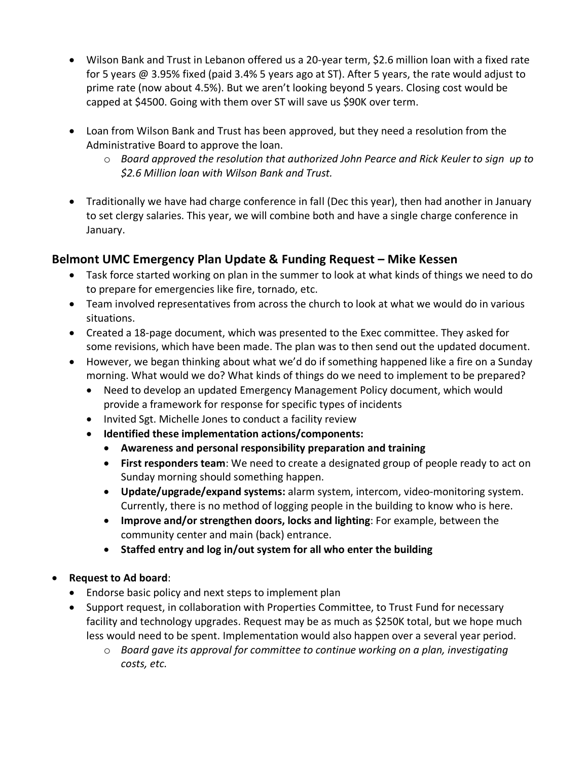- Wilson Bank and Trust in Lebanon offered us a 20-year term, \$2.6 million loan with a fixed rate for 5 years @ 3.95% fixed (paid 3.4% 5 years ago at ST). After 5 years, the rate would adjust to prime rate (now about 4.5%). But we aren't looking beyond 5 years. Closing cost would be capped at \$4500. Going with them over ST will save us \$90K over term.

- Loan from Wilson Bank and Trust has been approved, but they need a resolution from the Administrative Board to approve the loan.
  - *Board approved the resolution that authorized John Pearce and Rick Keuler to sign up to \$2.6 Million loan with Wilson Bank and Trust.*

- Traditionally we have had charge conference in fall (Dec this year), then had another in January to set clergy salaries. This year, we will combine both and have a single charge conference in January.

## Belmont UMC Emergency Plan Update & Funding Request – Mike Kessen

- Task force started working on plan in the summer to look at what kinds of things we need to do to prepare for emergencies like fire, tornado, etc.
- Team involved representatives from across the church to look at what we would do in various situations.
- Created a 18-page document, which was presented to the Exec committee. They asked for some revisions, which have been made. The plan was to then send out the updated document.
- However, we began thinking about what we'd do if something happened like a fire on a Sunday morning. What would we do? What kinds of things do we need to implement to be prepared?
  - Need to develop an updated Emergency Management Policy document, which would provide a framework for response for specific types of incidents
  - Invited Sgt. Michelle Jones to conduct a facility review
  - **Identified these implementation actions/components:**
    - **Awareness and personal responsibility preparation and training**
    - **First responders team**: We need to create a designated group of people ready to act on Sunday morning should something happen.
    - **Update/upgrade/expand systems:** alarm system, intercom, video-monitoring system. Currently, there is no method of logging people in the building to know who is here.
    - **Improve and/or strengthen doors, locks and lighting**: For example, between the community center and main (back) entrance.
    - **Staffed entry and log in/out system for all who enter the building**

- **Request to Ad board**:
  - Endorse basic policy and next steps to implement plan
  - Support request, in collaboration with Properties Committee, to Trust Fund for necessary facility and technology upgrades. Request may be as much as \$250K total, but we hope much less would need to be spent. Implementation would also happen over a several year period.
    - *Board gave its approval for committee to continue working on a plan, investigating costs, etc.*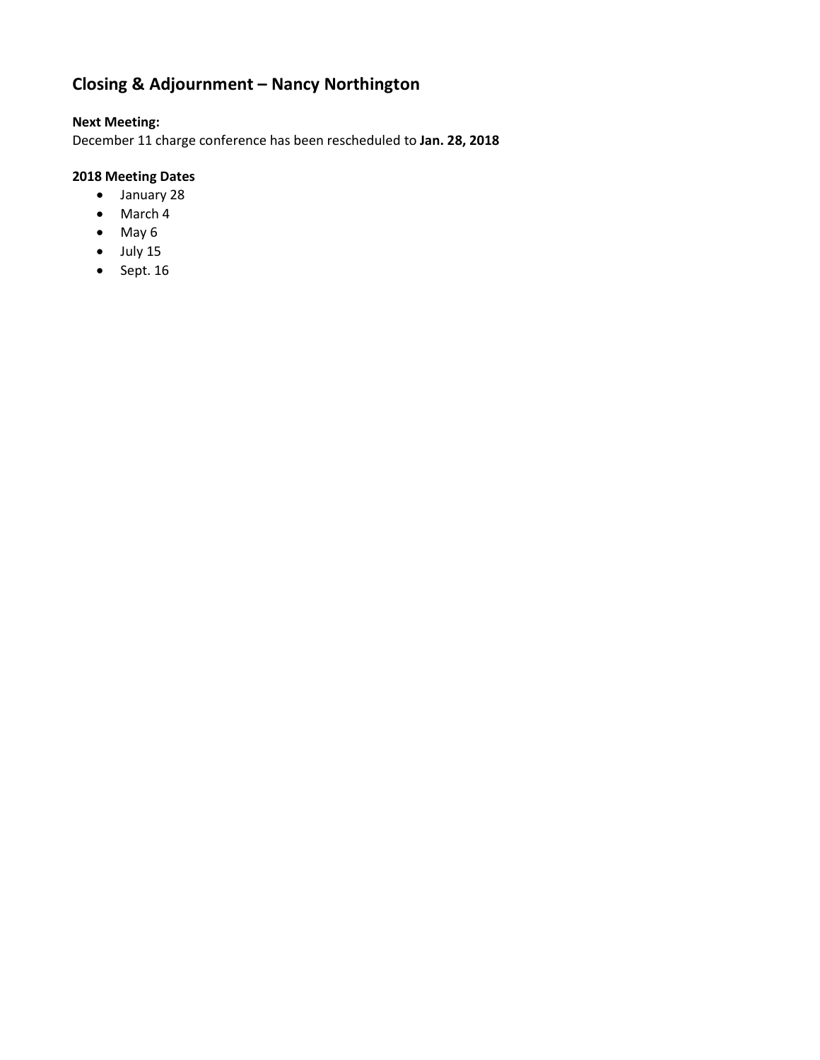## Closing & Adjournment – Nancy Northington

**Next Meeting:**
December 11 charge conference has been rescheduled to **Jan. 28, 2018**

**2018 Meeting Dates**

- January 28
- March 4
- May 6
- July 15
- Sept. 16